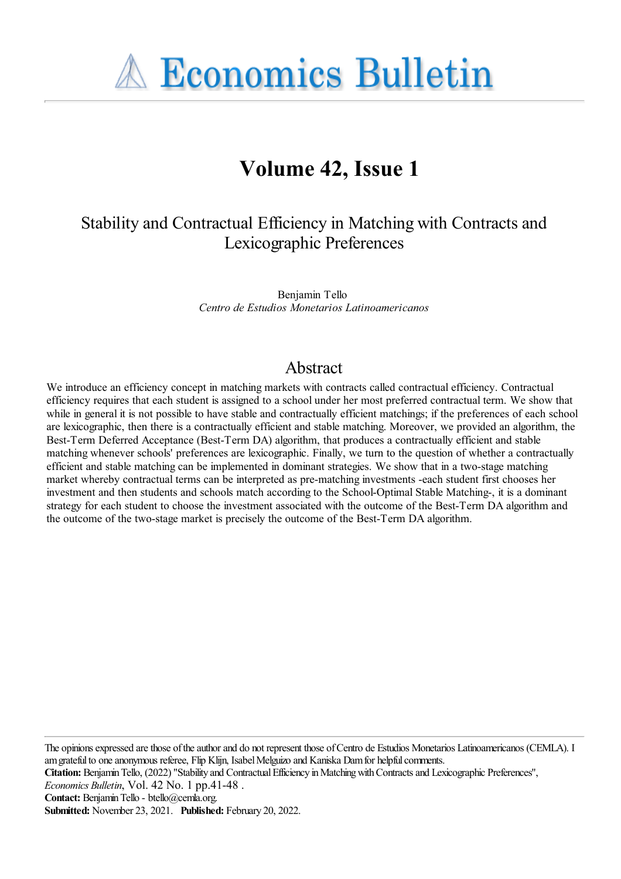# Economics Bulletin

# Volume 42, Issue 1

## Stability and Contractual Efficiency in Matching with Contracts and Lexicographic Preferences

Benjamin Tello
*Centro de Estudios Monetarios Latinoamericanos*

## Abstract

We introduce an efficiency concept in matching markets with contracts called contractual efficiency. Contractual efficiency requires that each student is assigned to a school under her most preferred contractual term. We show that while in general it is not possible to have stable and contractually efficient matchings; if the preferences of each school are lexicographic, then there is a contractually efficient and stable matching. Moreover, we provided an algorithm, the Best-Term Deferred Acceptance (Best-Term DA) algorithm, that produces a contractually efficient and stable matching whenever schools' preferences are lexicographic. Finally, we turn to the question of whether a contractually efficient and stable matching can be implemented in dominant strategies. We show that in a two-stage matching market whereby contractual terms can be interpreted as pre-matching investments -each student first chooses her investment and then students and schools match according to the School-Optimal Stable Matching-, it is a dominant strategy for each student to choose the investment associated with the outcome of the Best-Term DA algorithm and the outcome of the two-stage market is precisely the outcome of the Best-Term DA algorithm.

---

The opinions expressed are those of the author and do not represent those of Centro de Estudios Monetarios Latinoamericanos (CEMLA). I am grateful to one anonymous referee, Flip Klijn, Isabel Melguizo and Kaniska Dam for helpful comments.

**Citation:** Benjamin Tello, (2022) "Stability and Contractual Efficiency in Matching with Contracts and Lexicographic Preferences", *Economics Bulletin*, Vol. 42 No. 1 pp.41-48 .

**Contact:** Benjamin Tello - btello@cemla.org.

**Submitted:** November 23, 2021. **Published:** February 20, 2022.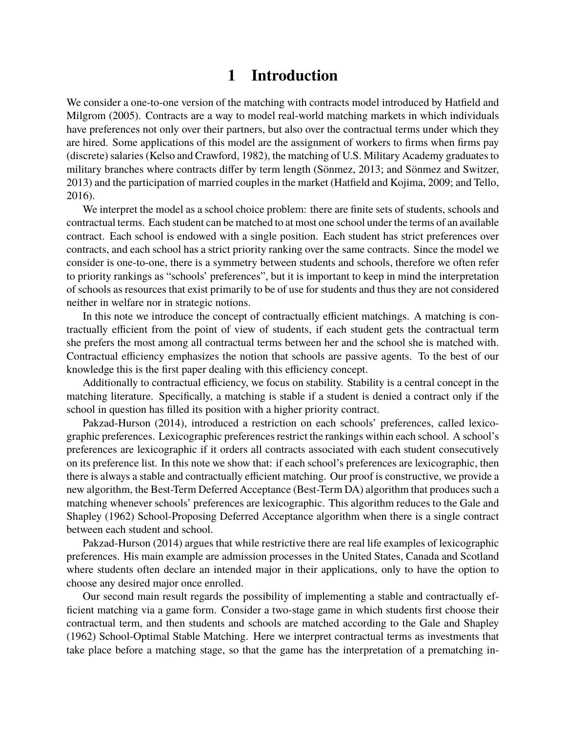# 1 Introduction

We consider a one-to-one version of the matching with contracts model introduced by Hatfield and Milgrom (2005). Contracts are a way to model real-world matching markets in which individuals have preferences not only over their partners, but also over the contractual terms under which they are hired. Some applications of this model are the assignment of workers to firms when firms pay (discrete) salaries (Kelso and Crawford, 1982), the matching of U.S. Military Academy graduates to military branches where contracts differ by term length (Sönmez, 2013; and Sönmez and Switzer, 2013) and the participation of married couples in the market (Hatfield and Kojima, 2009; and Tello, 2016).

We interpret the model as a school choice problem: there are finite sets of students, schools and contractual terms. Each student can be matched to at most one school under the terms of an available contract. Each school is endowed with a single position. Each student has strict preferences over contracts, and each school has a strict priority ranking over the same contracts. Since the model we consider is one-to-one, there is a symmetry between students and schools, therefore we often refer to priority rankings as "schools' preferences", but it is important to keep in mind the interpretation of schools as resources that exist primarily to be of use for students and thus they are not considered neither in welfare nor in strategic notions.

In this note we introduce the concept of contractually efficient matchings. A matching is contractually efficient from the point of view of students, if each student gets the contractual term she prefers the most among all contractual terms between her and the school she is matched with. Contractual efficiency emphasizes the notion that schools are passive agents. To the best of our knowledge this is the first paper dealing with this efficiency concept.

Additionally to contractual efficiency, we focus on stability. Stability is a central concept in the matching literature. Specifically, a matching is stable if a student is denied a contract only if the school in question has filled its position with a higher priority contract.

Pakzad-Hurson (2014), introduced a restriction on each schools' preferences, called lexicographic preferences. Lexicographic preferences restrict the rankings within each school. A school's preferences are lexicographic if it orders all contracts associated with each student consecutively on its preference list. In this note we show that: if each school's preferences are lexicographic, then there is always a stable and contractually efficient matching. Our proof is constructive, we provide a new algorithm, the Best-Term Deferred Acceptance (Best-Term DA) algorithm that produces such a matching whenever schools' preferences are lexicographic. This algorithm reduces to the Gale and Shapley (1962) School-Proposing Deferred Acceptance algorithm when there is a single contract between each student and school.

Pakzad-Hurson (2014) argues that while restrictive there are real life examples of lexicographic preferences. His main example are admission processes in the United States, Canada and Scotland where students often declare an intended major in their applications, only to have the option to choose any desired major once enrolled.

Our second main result regards the possibility of implementing a stable and contractually efficient matching via a game form. Consider a two-stage game in which students first choose their contractual term, and then students and schools are matched according to the Gale and Shapley (1962) School-Optimal Stable Matching. Here we interpret contractual terms as investments that take place before a matching stage, so that the game has the interpretation of a prematching in-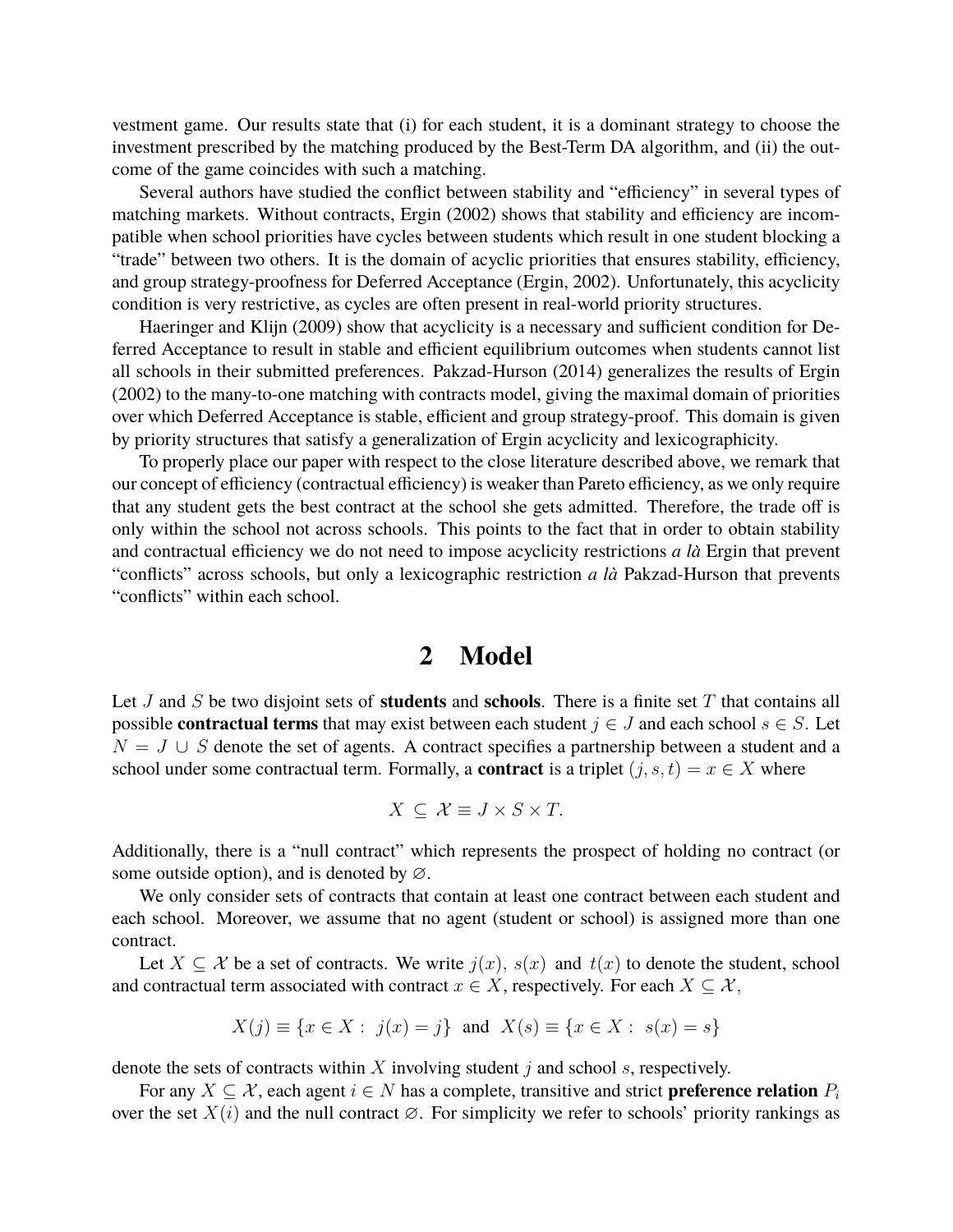vestment game. Our results state that (i) for each student, it is a dominant strategy to choose the investment prescribed by the matching produced by the Best-Term DA algorithm, and (ii) the outcome of the game coincides with such a matching.

Several authors have studied the conflict between stability and "efficiency" in several types of matching markets. Without contracts, Ergin (2002) shows that stability and efficiency are incompatible when school priorities have cycles between students which result in one student blocking a "trade" between two others. It is the domain of acyclic priorities that ensures stability, efficiency, and group strategy-proofness for Deferred Acceptance (Ergin, 2002). Unfortunately, this acyclicity condition is very restrictive, as cycles are often present in real-world priority structures.

Haeringer and Klijn (2009) show that acyclicity is a necessary and sufficient condition for Deferred Acceptance to result in stable and efficient equilibrium outcomes when students cannot list all schools in their submitted preferences. Pakzad-Hurson (2014) generalizes the results of Ergin (2002) to the many-to-one matching with contracts model, giving the maximal domain of priorities over which Deferred Acceptance is stable, efficient and group strategy-proof. This domain is given by priority structures that satisfy a generalization of Ergin acyclicity and lexicographicity.

To properly place our paper with respect to the close literature described above, we remark that our concept of efficiency (contractual efficiency) is weaker than Pareto efficiency, as we only require that any student gets the best contract at the school she gets admitted. Therefore, the trade off is only within the school not across schools. This points to the fact that in order to obtain stability and contractual efficiency we do not need to impose acyclicity restrictions *a là* Ergin that prevent "conflicts" across schools, but only a lexicographic restriction *a là* Pakzad-Hurson that prevents "conflicts" within each school.

# 2 Model

Let $J$ and $S$ be two disjoint sets of **students** and **schools**. There is a finite set $T$ that contains all possible **contractual terms** that may exist between each student $j \in J$ and each school $s \in S$. Let $N = J \cup S$ denote the set of agents. A contract specifies a partnership between a student and a school under some contractual term. Formally, a **contract** is a triplet $(j, s, t) = x \in X$ where

$$X \subseteq \mathcal{X} \equiv J \times S \times T.$$

Additionally, there is a "null contract" which represents the prospect of holding no contract (or some outside option), and is denoted by $\varnothing$.

We only consider sets of contracts that contain at least one contract between each student and each school. Moreover, we assume that no agent (student or school) is assigned more than one contract.

Let $X \subseteq \mathcal{X}$ be a set of contracts. We write $j(x)$, $s(x)$ and $t(x)$ to denote the student, school and contractual term associated with contract $x \in X$, respectively. For each $X \subseteq \mathcal{X}$,

$$X(j) \equiv \{x \in X : \ j(x) = j\} \ \text{ and } \ X(s) \equiv \{x \in X : \ s(x) = s\}$$

denote the sets of contracts within $X$ involving student $j$ and school $s$, respectively.

For any $X \subseteq \mathcal{X}$, each agent $i \in N$ has a complete, transitive and strict **preference relation** $P_i$ over the set $X(i)$ and the null contract $\varnothing$. For simplicity we refer to schools' priority rankings as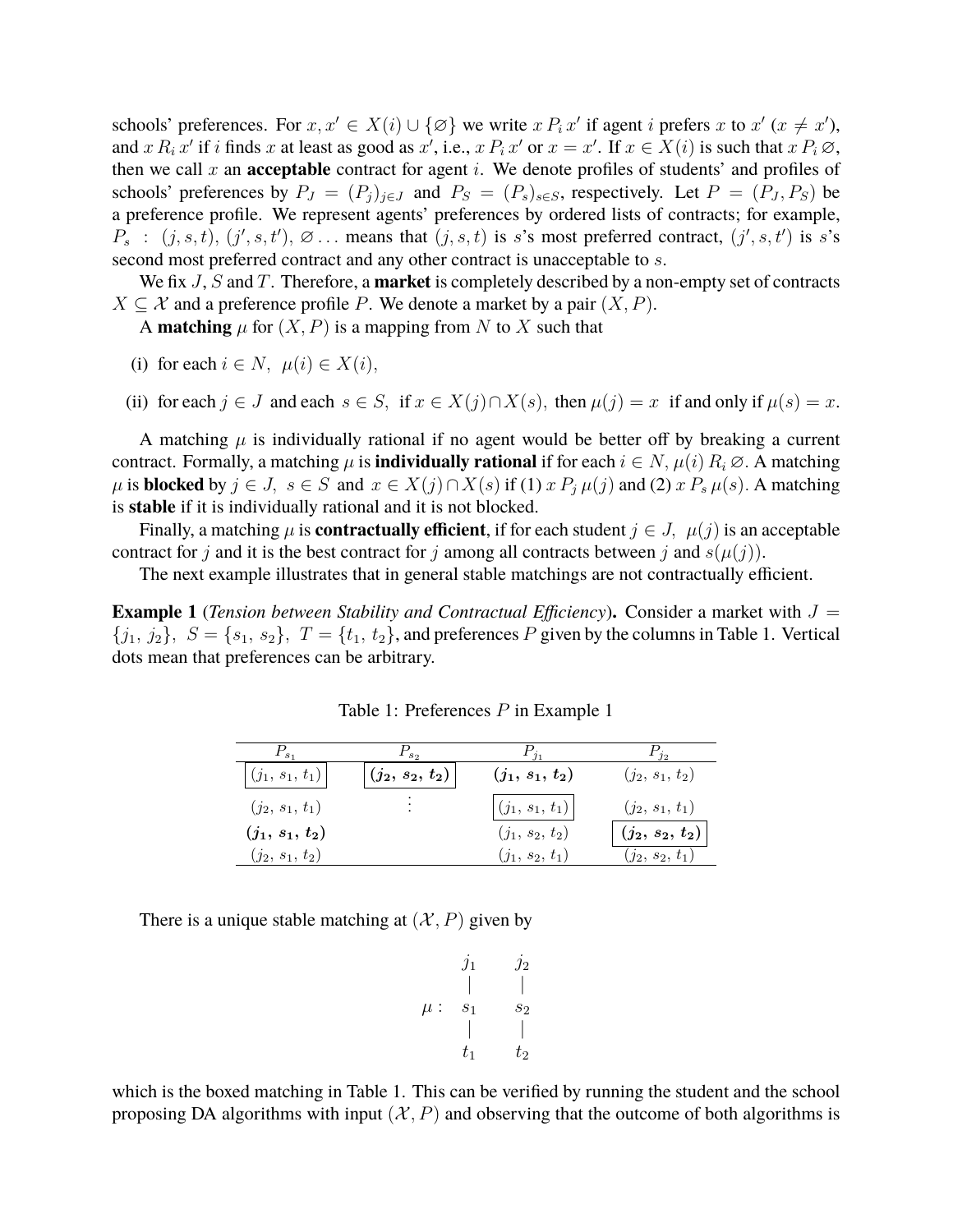schools' preferences. For $x, x' \in X(i) \cup \{\varnothing\}$ we write $x \, P_i \, x'$ if agent $i$ prefers $x$ to $x'$ ($x \neq x'$), and $x \, R_i \, x'$ if $i$ finds $x$ at least as good as $x'$, i.e., $x \, P_i \, x'$ or $x = x'$. If $x \in X(i)$ is such that $x \, P_i \, \varnothing$, then we call $x$ an **acceptable** contract for agent $i$. We denote profiles of students' and profiles of schools' preferences by $P_J = (P_j)_{j \in J}$ and $P_S = (P_s)_{s \in S}$, respectively. Let $P = (P_J, P_S)$ be a preference profile. We represent agents' preferences by ordered lists of contracts; for example, $P_s \; : \; (j, s, t), \, (j', s, t'), \, \varnothing \ldots$ means that $(j, s, t)$ is $s$'s most preferred contract, $(j', s, t')$ is $s$'s second most preferred contract and any other contract is unacceptable to $s$.

We fix $J$, $S$ and $T$. Therefore, a **market** is completely described by a non-empty set of contracts $X \subseteq \mathcal{X}$ and a preference profile $P$. We denote a market by a pair $(X, P)$.

A **matching** $\mu$ for $(X, P)$ is a mapping from $N$ to $X$ such that

(i) for each $i \in N, \;\; \mu(i) \in X(i)$,

(ii) for each $j \in J$ and each $s \in S$, if $x \in X(j) \cap X(s)$, then $\mu(j) = x$ if and only if $\mu(s) = x$.

A matching $\mu$ is individually rational if no agent would be better off by breaking a current contract. Formally, a matching $\mu$ is **individually rational** if for each $i \in N$, $\mu(i) \, R_i \, \varnothing$. A matching $\mu$ is **blocked** by $j \in J, \; s \in S$ and $x \in X(j) \cap X(s)$ if (1) $x \, P_j \, \mu(j)$ and (2) $x \, P_s \, \mu(s)$. A matching is **stable** if it is individually rational and it is not blocked.

Finally, a matching $\mu$ is **contractually efficient**, if for each student $j \in J, \; \mu(j)$ is an acceptable contract for $j$ and it is the best contract for $j$ among all contracts between $j$ and $s(\mu(j))$.

The next example illustrates that in general stable matchings are not contractually efficient.

**Example 1** (*Tension between Stability and Contractual Efficiency*)**.** Consider a market with $J = \{j_1, \, j_2\}, \;\; S = \{s_1, \, s_2\}, \;\; T = \{t_1, \, t_2\}$, and preferences $P$ given by the columns in Table 1. Vertical dots mean that preferences can be arbitrary.

Table 1: Preferences $P$ in Example 1

| $P_{s_1}$ | $P_{s_2}$ | $P_{j_1}$ | $P_{j_2}$ |
|---|---|---|---|
| $\boxed{(j_1, \, s_1, \, t_1)}$ | $\boxed{\boldsymbol{(j_2, \, s_2, \, t_2)}}$ | $\boldsymbol{(j_1, \, s_1, \, t_2)}$ | $(j_2, \, s_1, \, t_2)$ |
| $(j_2, \, s_1, \, t_1)$ | $\vdots$ | $\boxed{(j_1, \, s_1, \, t_1)}$ | $(j_2, \, s_1, \, t_1)$ |
| $\boldsymbol{(j_1, \, s_1, \, t_2)}$ | | $(j_1, \, s_2, \, t_2)$ | $\boxed{\boldsymbol{(j_2, \, s_2, \, t_2)}}$ |
| $(j_2, \, s_1, \, t_2)$ | | $(j_1, \, s_2, \, t_1)$ | $(j_2, \, s_2, \, t_1)$ |

There is a unique stable matching at $(\mathcal{X}, P)$ given by

$$\mu : \begin{array}{cc} j_1 & j_2 \\ | & | \\ s_1 & s_2 \\ | & | \\ t_1 & t_2 \end{array}$$

which is the boxed matching in Table 1. This can be verified by running the student and the school proposing DA algorithms with input $(\mathcal{X}, P)$ and observing that the outcome of both algorithms is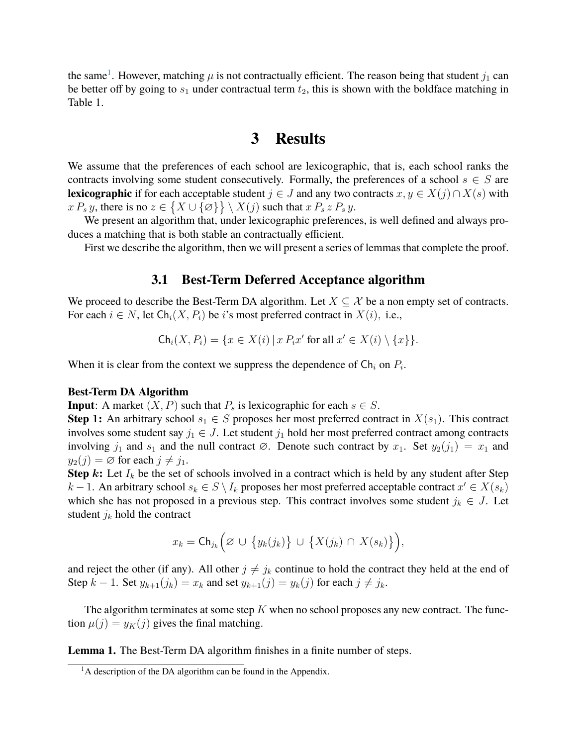the same[1]. However, matching $\mu$ is not contractually efficient. The reason being that student $j_1$ can be better off by going to $s_1$ under contractual term $t_2$, this is shown with the boldface matching in Table 1.

# 3 Results

We assume that the preferences of each school are lexicographic, that is, each school ranks the contracts involving some student consecutively. Formally, the preferences of a school $s \in S$ are **lexicographic** if for each acceptable student $j \in J$ and any two contracts $x, y \in X(j) \cap X(s)$ with $x \, P_s \, y$, there is no $z \in \{X \cup \{\varnothing\}\} \setminus X(j)$ such that $x \, P_s \, z \, P_s \, y$.

We present an algorithm that, under lexicographic preferences, is well defined and always produces a matching that is both stable an contractually efficient.

First we describe the algorithm, then we will present a series of lemmas that complete the proof.

## 3.1 Best-Term Deferred Acceptance algorithm

We proceed to describe the Best-Term DA algorithm. Let $X \subseteq \mathcal{X}$ be a non empty set of contracts. For each $i \in N$, let $\mathsf{Ch}_i(X, P_i)$ be $i$'s most preferred contract in $X(i)$, i.e.,

$$\mathsf{Ch}_i(X, P_i) = \{x \in X(i) \,|\, x \, P_i x' \text{ for all } x' \in X(i) \setminus \{x\}\}.$$

When it is clear from the context we suppress the dependence of $\mathsf{Ch}_i$ on $P_i$.

**Best-Term DA Algorithm**
**Input**: A market $(X, P)$ such that $P_s$ is lexicographic for each $s \in S$.
**Step 1:** An arbitrary school $s_1 \in S$ proposes her most preferred contract in $X(s_1)$. This contract involves some student say $j_1 \in J$. Let student $j_1$ hold her most preferred contract among contracts involving $j_1$ and $s_1$ and the null contract $\varnothing$. Denote such contract by $x_1$. Set $y_2(j_1) = x_1$ and $y_2(j) = \varnothing$ for each $j \neq j_1$.
**Step *k*:** Let $I_k$ be the set of schools involved in a contract which is held by any student after Step $k-1$. An arbitrary school $s_k \in S \setminus I_k$ proposes her most preferred acceptable contract $x' \in X(s_k)$ which she has not proposed in a previous step. This contract involves some student $j_k \in J$. Let student $j_k$ hold the contract

$$x_k = \mathsf{Ch}_{j_k}\Big(\varnothing \,\cup\, \big\{y_k(j_k)\big\} \,\cup\, \big\{X(j_k) \,\cap\, X(s_k)\big\}\Big),$$

and reject the other (if any). All other $j \neq j_k$ continue to hold the contract they held at the end of Step $k-1$. Set $y_{k+1}(j_k) = x_k$ and set $y_{k+1}(j) = y_k(j)$ for each $j \neq j_k$.

The algorithm terminates at some step $K$ when no school proposes any new contract. The function $\mu(j) = y_K(j)$ gives the final matching.

**Lemma 1.** The Best-Term DA algorithm finishes in a finite number of steps.

[1] A description of the DA algorithm can be found in the Appendix.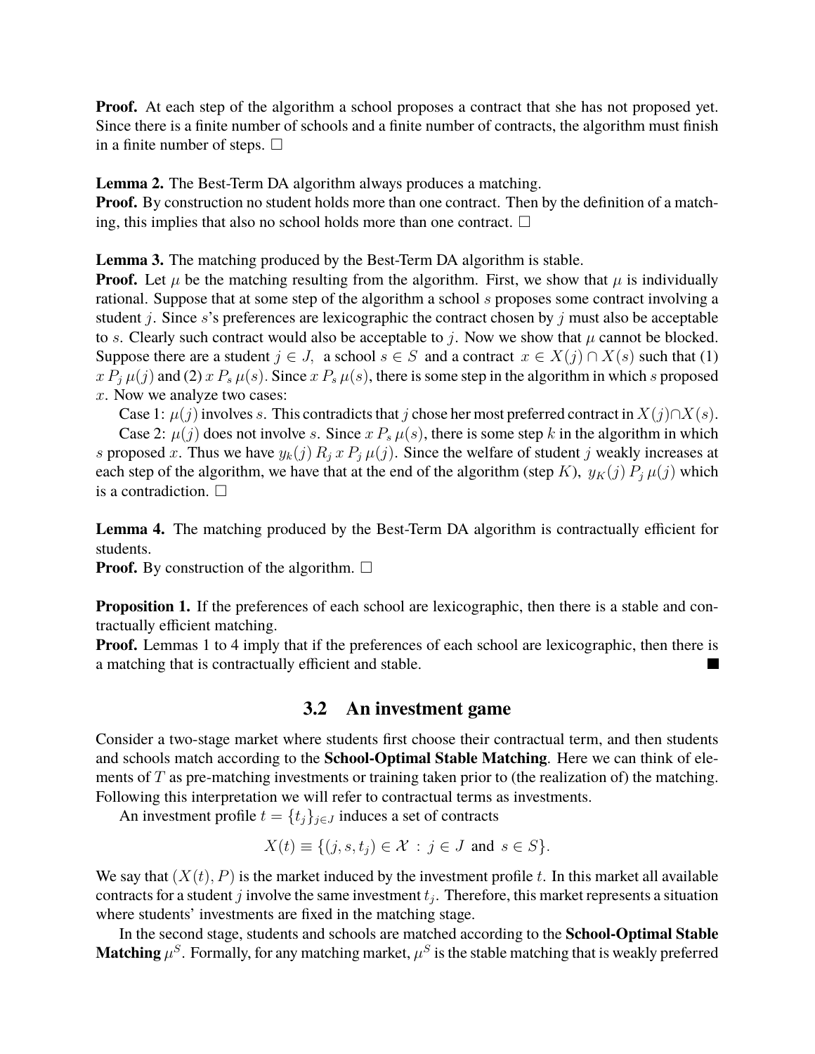**Proof.** At each step of the algorithm a school proposes a contract that she has not proposed yet. Since there is a finite number of schools and a finite number of contracts, the algorithm must finish in a finite number of steps. $\square$

**Lemma 2.** The Best-Term DA algorithm always produces a matching.
**Proof.** By construction no student holds more than one contract. Then by the definition of a matching, this implies that also no school holds more than one contract. $\square$

**Lemma 3.** The matching produced by the Best-Term DA algorithm is stable.
**Proof.** Let $\mu$ be the matching resulting from the algorithm. First, we show that $\mu$ is individually rational. Suppose that at some step of the algorithm a school $s$ proposes some contract involving a student $j$. Since $s$'s preferences are lexicographic the contract chosen by $j$ must also be acceptable to $s$. Clearly such contract would also be acceptable to $j$. Now we show that $\mu$ cannot be blocked. Suppose there are a student $j \in J$, a school $s \in S$ and a contract $x \in X(j) \cap X(s)$ such that (1) $x \, P_j \, \mu(j)$ and (2) $x \, P_s \, \mu(s)$. Since $x \, P_s \, \mu(s)$, there is some step in the algorithm in which $s$ proposed $x$. Now we analyze two cases:

Case 1: $\mu(j)$ involves $s$. This contradicts that $j$ chose her most preferred contract in $X(j) \cap X(s)$.

Case 2: $\mu(j)$ does not involve $s$. Since $x \, P_s \, \mu(s)$, there is some step $k$ in the algorithm in which $s$ proposed $x$. Thus we have $y_k(j) \, R_j \, x \, P_j \, \mu(j)$. Since the welfare of student $j$ weakly increases at each step of the algorithm, we have that at the end of the algorithm (step $K$), $y_K(j) \, P_j \, \mu(j)$ which is a contradiction. $\square$

**Lemma 4.** The matching produced by the Best-Term DA algorithm is contractually efficient for students.
**Proof.** By construction of the algorithm. $\square$

**Proposition 1.** If the preferences of each school are lexicographic, then there is a stable and contractually efficient matching.
**Proof.** Lemmas 1 to 4 imply that if the preferences of each school are lexicographic, then there is a matching that is contractually efficient and stable. ■

## 3.2 An investment game

Consider a two-stage market where students first choose their contractual term, and then students and schools match according to the **School-Optimal Stable Matching**. Here we can think of elements of $T$ as pre-matching investments or training taken prior to (the realization of) the matching. Following this interpretation we will refer to contractual terms as investments.

An investment profile $t = \{t_j\}_{j \in J}$ induces a set of contracts

$$X(t) \equiv \{(j, s, t_j) \in \mathcal{X} \, : \, j \in J \text{ and } s \in S\}.$$

We say that $(X(t), P)$ is the market induced by the investment profile $t$. In this market all available contracts for a student $j$ involve the same investment $t_j$. Therefore, this market represents a situation where students' investments are fixed in the matching stage.

In the second stage, students and schools are matched according to the **School-Optimal Stable Matching** $\mu^S$. Formally, for any matching market, $\mu^S$ is the stable matching that is weakly preferred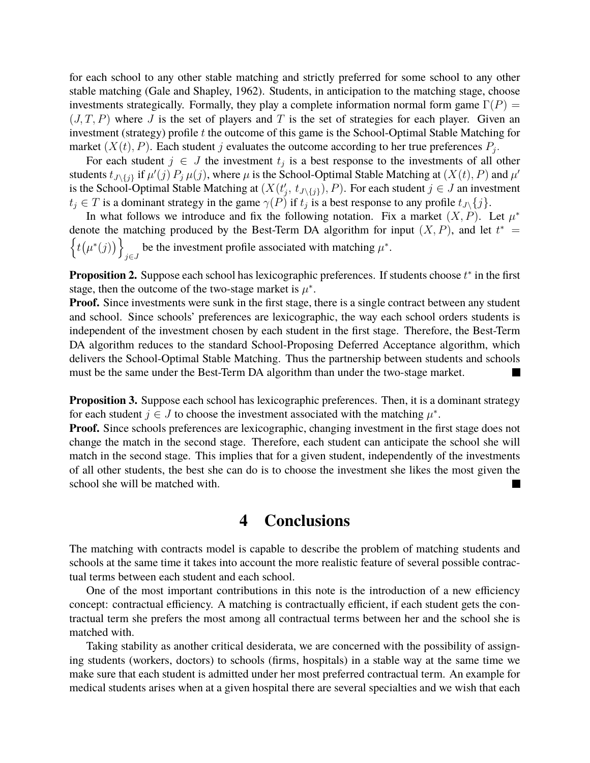for each school to any other stable matching and strictly preferred for some school to any other stable matching (Gale and Shapley, 1962). Students, in anticipation to the matching stage, choose investments strategically. Formally, they play a complete information normal form game $\Gamma(P) = (J, T, P)$ where $J$ is the set of players and $T$ is the set of strategies for each player. Given an investment (strategy) profile $t$ the outcome of this game is the School-Optimal Stable Matching for market $(X(t), P)$. Each student $j$ evaluates the outcome according to her true preferences $P_j$.

For each student $j \in J$ the investment $t_j$ is a best response to the investments of all other students $t_{J\setminus\{j\}}$ if $\mu'(j)\, P_j\, \mu(j)$, where $\mu$ is the School-Optimal Stable Matching at $(X(t), P)$ and $\mu'$ is the School-Optimal Stable Matching at $(X(t'_j,\, t_{J\setminus\{j\}}), P)$. For each student $j \in J$ an investment $t_j \in T$ is a dominant strategy in the game $\gamma(P)$ if $t_j$ is a best response to any profile $t_{J\setminus}\{j\}$.

In what follows we introduce and fix the following notation. Fix a market $(X, P)$. Let $\mu^*$ denote the matching produced by the Best-Term DA algorithm for input $(X, P)$, and let $t^* = \left\{t\big(\mu^*(j)\big)\right\}_{j\in J}$ be the investment profile associated with matching $\mu^*$.

**Proposition 2.** Suppose each school has lexicographic preferences. If students choose $t^*$ in the first stage, then the outcome of the two-stage market is $\mu^*$.

**Proof.** Since investments were sunk in the first stage, there is a single contract between any student and school. Since schools' preferences are lexicographic, the way each school orders students is independent of the investment chosen by each student in the first stage. Therefore, the Best-Term DA algorithm reduces to the standard School-Proposing Deferred Acceptance algorithm, which delivers the School-Optimal Stable Matching. Thus the partnership between students and schools must be the same under the Best-Term DA algorithm than under the two-stage market. ■

**Proposition 3.** Suppose each school has lexicographic preferences. Then, it is a dominant strategy for each student $j \in J$ to choose the investment associated with the matching $\mu^*$.

**Proof.** Since schools preferences are lexicographic, changing investment in the first stage does not change the match in the second stage. Therefore, each student can anticipate the school she will match in the second stage. This implies that for a given student, independently of the investments of all other students, the best she can do is to choose the investment she likes the most given the school she will be matched with. ■

# 4 Conclusions

The matching with contracts model is capable to describe the problem of matching students and schools at the same time it takes into account the more realistic feature of several possible contractual terms between each student and each school.

One of the most important contributions in this note is the introduction of a new efficiency concept: contractual efficiency. A matching is contractually efficient, if each student gets the contractual term she prefers the most among all contractual terms between her and the school she is matched with.

Taking stability as another critical desiderata, we are concerned with the possibility of assigning students (workers, doctors) to schools (firms, hospitals) in a stable way at the same time we make sure that each student is admitted under her most preferred contractual term. An example for medical students arises when at a given hospital there are several specialties and we wish that each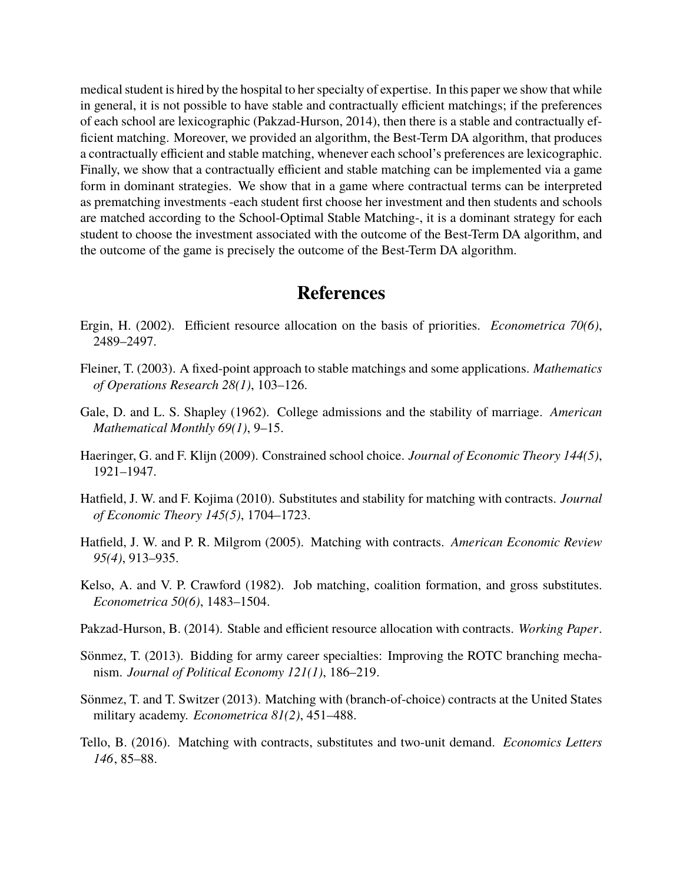medical student is hired by the hospital to her specialty of expertise. In this paper we show that while in general, it is not possible to have stable and contractually efficient matchings; if the preferences of each school are lexicographic (Pakzad-Hurson, 2014), then there is a stable and contractually efficient matching. Moreover, we provided an algorithm, the Best-Term DA algorithm, that produces a contractually efficient and stable matching, whenever each school's preferences are lexicographic. Finally, we show that a contractually efficient and stable matching can be implemented via a game form in dominant strategies. We show that in a game where contractual terms can be interpreted as prematching investments -each student first choose her investment and then students and schools are matched according to the School-Optimal Stable Matching-, it is a dominant strategy for each student to choose the investment associated with the outcome of the Best-Term DA algorithm, and the outcome of the game is precisely the outcome of the Best-Term DA algorithm.

# References

Ergin, H. (2002). Efficient resource allocation on the basis of priorities. *Econometrica 70(6)*, 2489–2497.

Fleiner, T. (2003). A fixed-point approach to stable matchings and some applications. *Mathematics of Operations Research 28(1)*, 103–126.

Gale, D. and L. S. Shapley (1962). College admissions and the stability of marriage. *American Mathematical Monthly 69(1)*, 9–15.

Haeringer, G. and F. Klijn (2009). Constrained school choice. *Journal of Economic Theory 144(5)*, 1921–1947.

Hatfield, J. W. and F. Kojima (2010). Substitutes and stability for matching with contracts. *Journal of Economic Theory 145(5)*, 1704–1723.

Hatfield, J. W. and P. R. Milgrom (2005). Matching with contracts. *American Economic Review 95(4)*, 913–935.

Kelso, A. and V. P. Crawford (1982). Job matching, coalition formation, and gross substitutes. *Econometrica 50(6)*, 1483–1504.

Pakzad-Hurson, B. (2014). Stable and efficient resource allocation with contracts. *Working Paper*.

Sönmez, T. (2013). Bidding for army career specialties: Improving the ROTC branching mechanism. *Journal of Political Economy 121(1)*, 186–219.

Sönmez, T. and T. Switzer (2013). Matching with (branch-of-choice) contracts at the United States military academy. *Econometrica 81(2)*, 451–488.

Tello, B. (2016). Matching with contracts, substitutes and two-unit demand. *Economics Letters 146*, 85–88.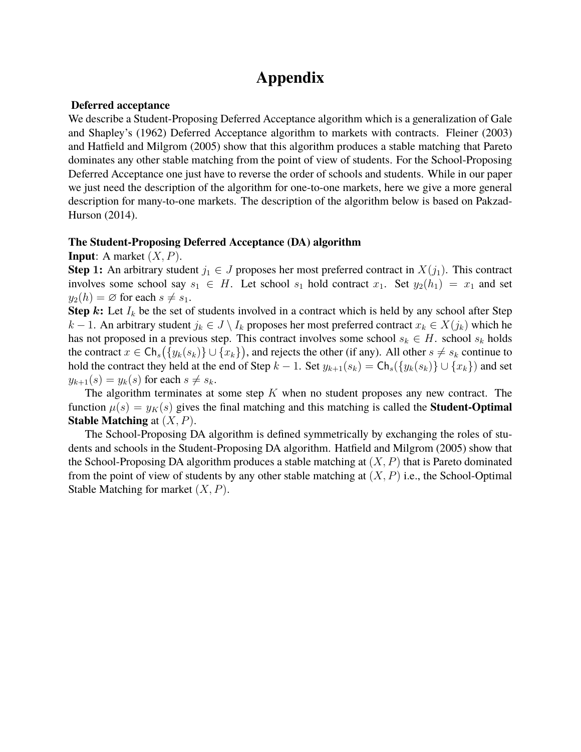# Appendix

**Deferred acceptance**

We describe a Student-Proposing Deferred Acceptance algorithm which is a generalization of Gale and Shapley's (1962) Deferred Acceptance algorithm to markets with contracts. Fleiner (2003) and Hatfield and Milgrom (2005) show that this algorithm produces a stable matching that Pareto dominates any other stable matching from the point of view of students. For the School-Proposing Deferred Acceptance one just have to reverse the order of schools and students. While in our paper we just need the description of the algorithm for one-to-one markets, here we give a more general description for many-to-one markets. The description of the algorithm below is based on Pakzad-Hurson (2014).

**The Student-Proposing Deferred Acceptance (DA) algorithm**

**Input**: A market $(X, P)$.

**Step 1:** An arbitrary student $j_1 \in J$ proposes her most preferred contract in $X(j_1)$. This contract involves some school say $s_1 \in H$. Let school $s_1$ hold contract $x_1$. Set $y_2(h_1) = x_1$ and set $y_2(h) = \varnothing$ for each $s \neq s_1$.

**Step *k*:** Let $I_k$ be the set of students involved in a contract which is held by any school after Step $k-1$. An arbitrary student $j_k \in J \setminus I_k$ proposes her most preferred contract $x_k \in X(j_k)$ which he has not proposed in a previous step. This contract involves some school $s_k \in H$. school $s_k$ holds the contract $x \in \mathsf{Ch}_s(\{y_k(s_k)\} \cup \{x_k\})$, and rejects the other (if any). All other $s \neq s_k$ continue to hold the contract they held at the end of Step $k-1$. Set $y_{k+1}(s_k) = \mathsf{Ch}_s(\{y_k(s_k)\} \cup \{x_k\})$ and set $y_{k+1}(s) = y_k(s)$ for each $s \neq s_k$.

The algorithm terminates at some step $K$ when no student proposes any new contract. The function $\mu(s) = y_K(s)$ gives the final matching and this matching is called the **Student-Optimal Stable Matching** at $(X, P)$.

The School-Proposing DA algorithm is defined symmetrically by exchanging the roles of students and schools in the Student-Proposing DA algorithm. Hatfield and Milgrom (2005) show that the School-Proposing DA algorithm produces a stable matching at $(X, P)$ that is Pareto dominated from the point of view of students by any other stable matching at $(X, P)$ i.e., the School-Optimal Stable Matching for market $(X, P)$.